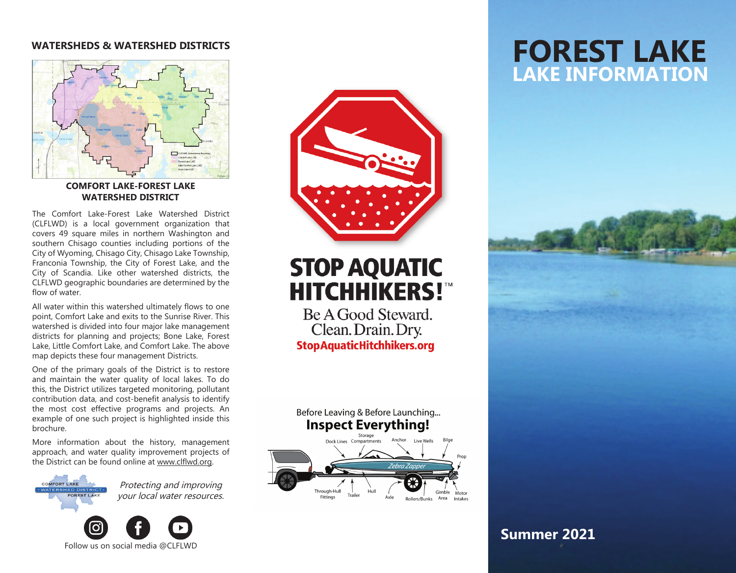## WATERSHEDS & WATERSHED DISTRICTS

### COMFORT LAKE-FOREST LAKE WATERSHED DISTRICT

The Comfort Lake-Forest Lake Watershed District (CLFLWD) is a local government organization that covers 49 square miles in northern Washington and southern Chisago counties including portions of the City of Wyoming, Chisago City, Chisago Lake Township, Franconia Township, the City of Forest Lake, and the City of Scandia. Like other watershed districts, the CLFLWD geographic boundaries are determined by the flow of water.

All water within this watershed ultimately flows to one point, Comfort Lake and exits to the Sunrise River. This watershed is divided into four major lake management districts for planning and projects; Bone Lake, Forest Lake, Little Comfort Lake, and Comfort Lake. The above map depicts these four management Districts.

One of the primary goals of the District is to restore and maintain the water quality of local lakes. To do this, the District utilizes targeted monitoring, pollutant contribution data, and cost-benefit analysis to identify the most cost effective programs and projects. An example of one such project is highlighted inside this brochure.

More information about the history, management approach, and water quality improvement projects of the District can be found online at www.clflwd.org.

*Protecting and improving your local water resources.*

Follow us on social media @CLFLWD

## STOP AQUATIC HITCHHIKERS!™

Be A Good Steward.
Clean. Drain. Dry.
**StopAquaticHitchhikers.org**

Before Leaving & Before Launching...
**Inspect Everything!**

# FOREST LAKE
## LAKE INFORMATION

**Summer 2021**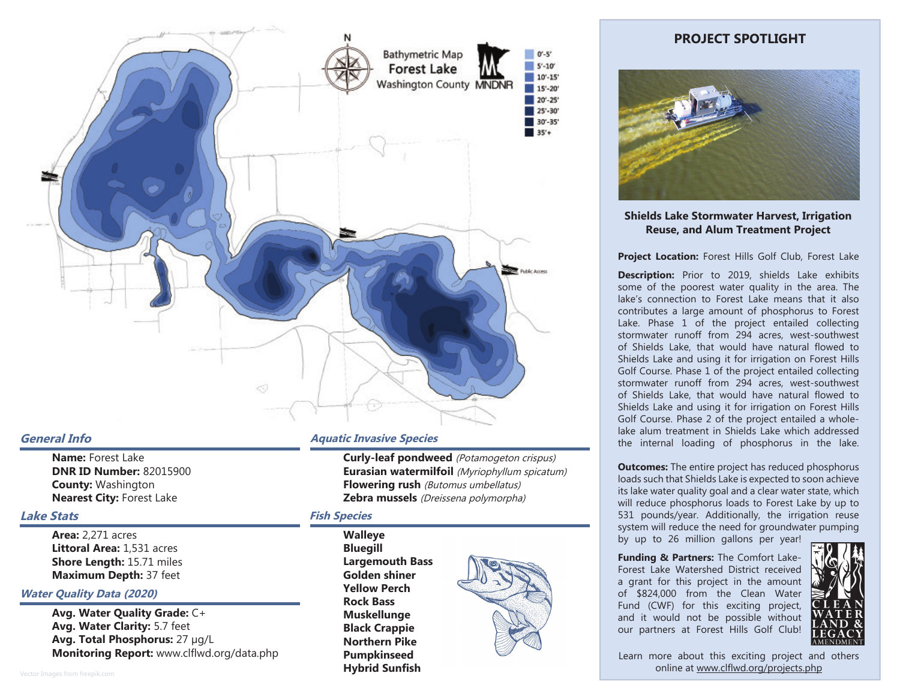Bathymetric Map
Forest Lake
Washington County MNDNR

0'-5'
5'-10'
10'-15'
15'-20'
20'-25'
25'-30'
30'-35'
35'+

Public Access

## General Info

**Name:** Forest Lake
**DNR ID Number:** 82015900
**County:** Washington
**Nearest City:** Forest Lake

## Lake Stats

**Area:** 2,271 acres
**Littoral Area:** 1,531 acres
**Shore Length:** 15.71 miles
**Maximum Depth:** 37 feet

## Water Quality Data (2020)

**Avg. Water Quality Grade:** C+
**Avg. Water Clarity:** 5.7 feet
**Avg. Total Phosphorus:** 27 µg/L
**Monitoring Report:** www.clflwd.org/data.php

## Aquatic Invasive Species

**Curly-leaf pondweed** *(Potamogeton crispus)*
**Eurasian watermilfoil** *(Myriophyllum spicatum)*
**Flowering rush** *(Butomus umbellatus)*
**Zebra mussels** *(Dreissena polymorpha)*

## Fish Species

**Walleye**
**Bluegill**
**Largemouth Bass**
**Golden shiner**
**Yellow Perch**
**Rock Bass**
**Muskellunge**
**Black Crappie**
**Northern Pike**
**Pumpkinseed**
**Hybrid Sunfish**

Vector Images from freepik.com

## PROJECT SPOTLIGHT

**Shields Lake Stormwater Harvest, Irrigation Reuse, and Alum Treatment Project**

**Project Location:** Forest Hills Golf Club, Forest Lake

**Description:** Prior to 2019, shields Lake exhibits some of the poorest water quality in the area. The lake's connection to Forest Lake means that it also contributes a large amount of phosphorus to Forest Lake. Phase 1 of the project entailed collecting stormwater runoff from 294 acres, west-southwest of Shields Lake, that would have natural flowed to Shields Lake and using it for irrigation on Forest Hills Golf Course. Phase 1 of the project entailed collecting stormwater runoff from 294 acres, west-southwest of Shields Lake, that would have natural flowed to Shields Lake and using it for irrigation on Forest Hills Golf Course. Phase 2 of the project entailed a whole-lake alum treatment in Shields Lake which addressed the internal loading of phosphorus in the lake.

**Outcomes:** The entire project has reduced phosphorus loads such that Shields Lake is expected to soon achieve its lake water quality goal and a clear water state, which will reduce phosphorus loads to Forest Lake by up to 531 pounds/year. Additionally, the irrigation reuse system will reduce the need for groundwater pumping by up to 26 million gallons per year!

**Funding & Partners:** The Comfort Lake-Forest Lake Watershed District received a grant for this project in the amount of $824,000 from the Clean Water Fund (CWF) for this exciting project, and it would not be possible without our partners at Forest Hills Golf Club!

CLEAN WATER LAND & LEGACY AMENDMENT

Learn more about this exciting project and others online at www.clflwd.org/projects.php